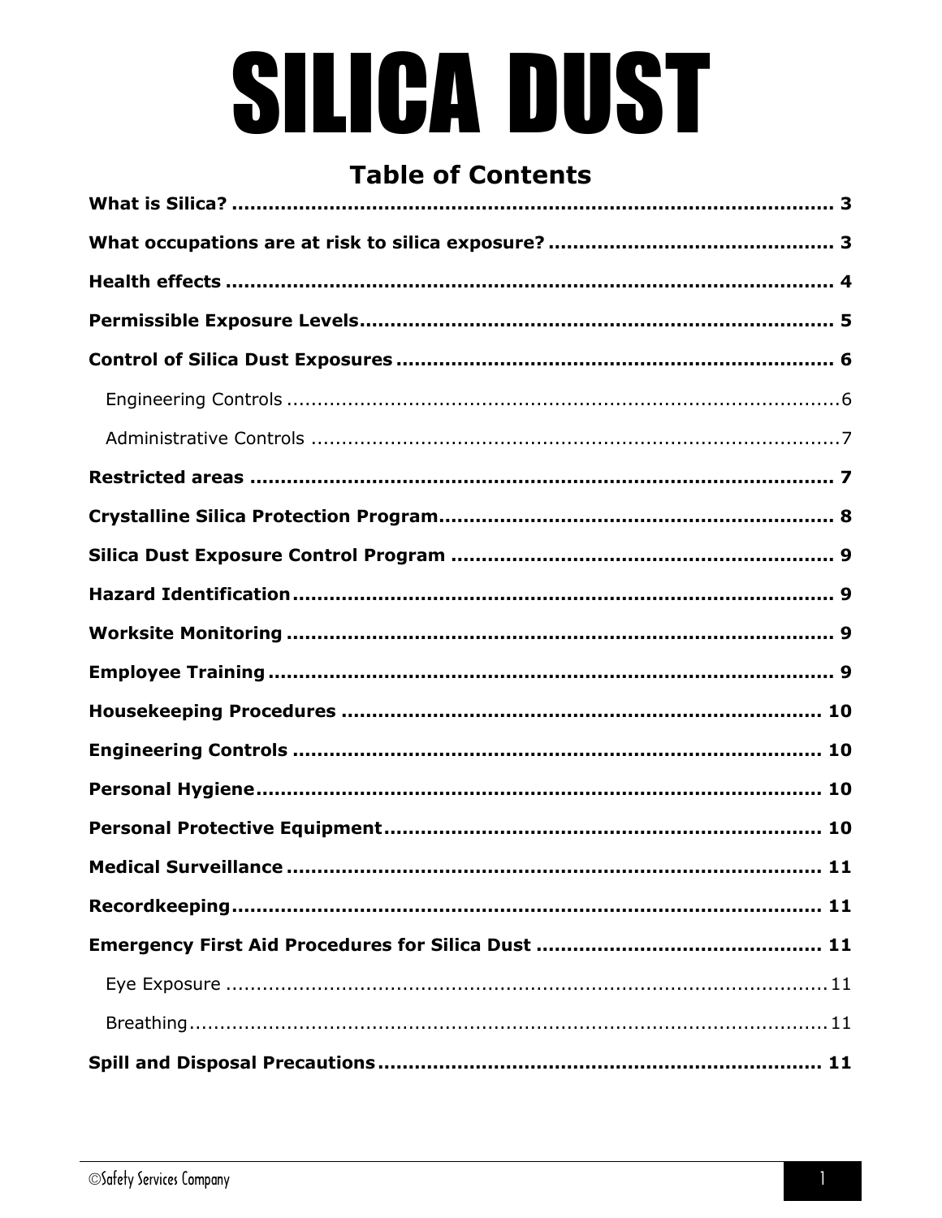# SILICA DUST

## Table of Contents

**What is Silica?** .................................................................................... **3**

**What occupations are at risk to silica exposure?** .............................................. **3**

**Health effects** .................................................................................... **4**

**Permissible Exposure Levels**............................................................................ **5**

**Control of Silica Dust Exposures** ........................................................................ **6**

Engineering Controls ..........................................................................................6

Administrative Controls .......................................................................................7

**Restricted areas** ................................................................................... **7**

**Crystalline Silica Protection Program**................................................................ **8**

**Silica Dust Exposure Control Program** .............................................................. **9**

**Hazard Identification**......................................................................................... **9**

**Worksite Monitoring** .......................................................................................... **9**

**Employee Training** ............................................................................................ **9**

**Housekeeping Procedures** ............................................................................. **10**

**Engineering Controls** ...................................................................................... **10**

**Personal Hygiene**............................................................................................. **10**

**Personal Protective Equipment**....................................................................... **10**

**Medical Surveillance** ........................................................................................ **11**

**Recordkeeping**................................................................................................. **11**

**Emergency First Aid Procedures for Silica Dust** .............................................. **11**

Eye Exposure ......................................................................................................11

Breathing..............................................................................................................11

**Spill and Disposal Precautions**........................................................................ **11**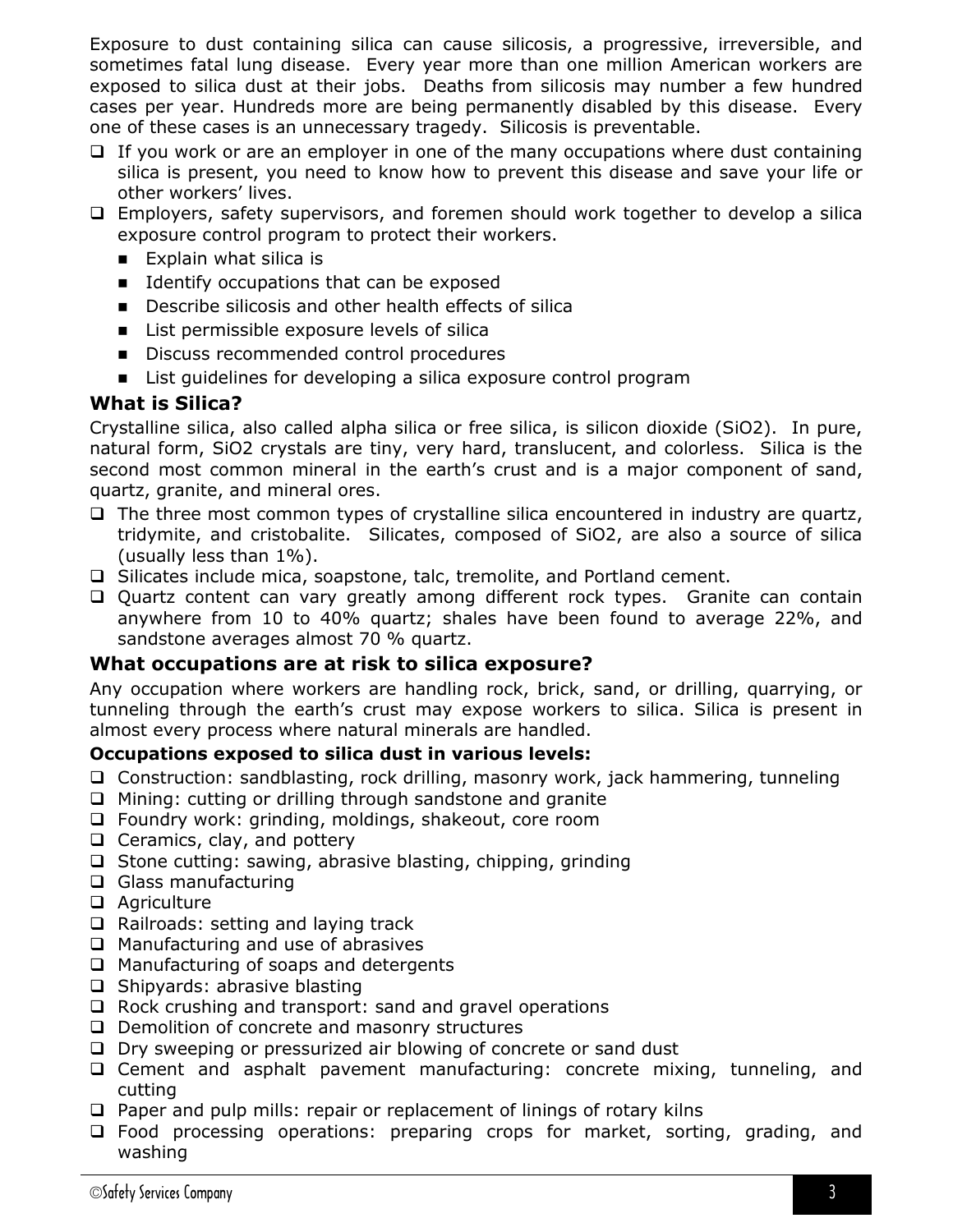Exposure to dust containing silica can cause silicosis, a progressive, irreversible, and sometimes fatal lung disease. Every year more than one million American workers are exposed to silica dust at their jobs. Deaths from silicosis may number a few hundred cases per year. Hundreds more are being permanently disabled by this disease. Every one of these cases is an unnecessary tragedy. Silicosis is preventable.

- If you work or are an employer in one of the many occupations where dust containing silica is present, you need to know how to prevent this disease and save your life or other workers' lives.
- Employers, safety supervisors, and foremen should work together to develop a silica exposure control program to protect their workers.
  - Explain what silica is
  - Identify occupations that can be exposed
  - Describe silicosis and other health effects of silica
  - List permissible exposure levels of silica
  - Discuss recommended control procedures
  - List guidelines for developing a silica exposure control program

## What is Silica?

Crystalline silica, also called alpha silica or free silica, is silicon dioxide ($SiO_2$). In pure, natural form, $SiO_2$ crystals are tiny, very hard, translucent, and colorless. Silica is the second most common mineral in the earth's crust and is a major component of sand, quartz, granite, and mineral ores.

- The three most common types of crystalline silica encountered in industry are quartz, tridymite, and cristobalite. Silicates, composed of $SiO_2$, are also a source of silica (usually less than 1%).
- Silicates include mica, soapstone, talc, tremolite, and Portland cement.
- Quartz content can vary greatly among different rock types. Granite can contain anywhere from 10 to 40% quartz; shales have been found to average 22%, and sandstone averages almost 70 % quartz.

## What occupations are at risk to silica exposure?

Any occupation where workers are handling rock, brick, sand, or drilling, quarrying, or tunneling through the earth's crust may expose workers to silica. Silica is present in almost every process where natural minerals are handled.

**Occupations exposed to silica dust in various levels:**

- Construction: sandblasting, rock drilling, masonry work, jack hammering, tunneling
- Mining: cutting or drilling through sandstone and granite
- Foundry work: grinding, moldings, shakeout, core room
- Ceramics, clay, and pottery
- Stone cutting: sawing, abrasive blasting, chipping, grinding
- Glass manufacturing
- Agriculture
- Railroads: setting and laying track
- Manufacturing and use of abrasives
- Manufacturing of soaps and detergents
- Shipyards: abrasive blasting
- Rock crushing and transport: sand and gravel operations
- Demolition of concrete and masonry structures
- Dry sweeping or pressurized air blowing of concrete or sand dust
- Cement and asphalt pavement manufacturing: concrete mixing, tunneling, and cutting
- Paper and pulp mills: repair or replacement of linings of rotary kilns
- Food processing operations: preparing crops for market, sorting, grading, and washing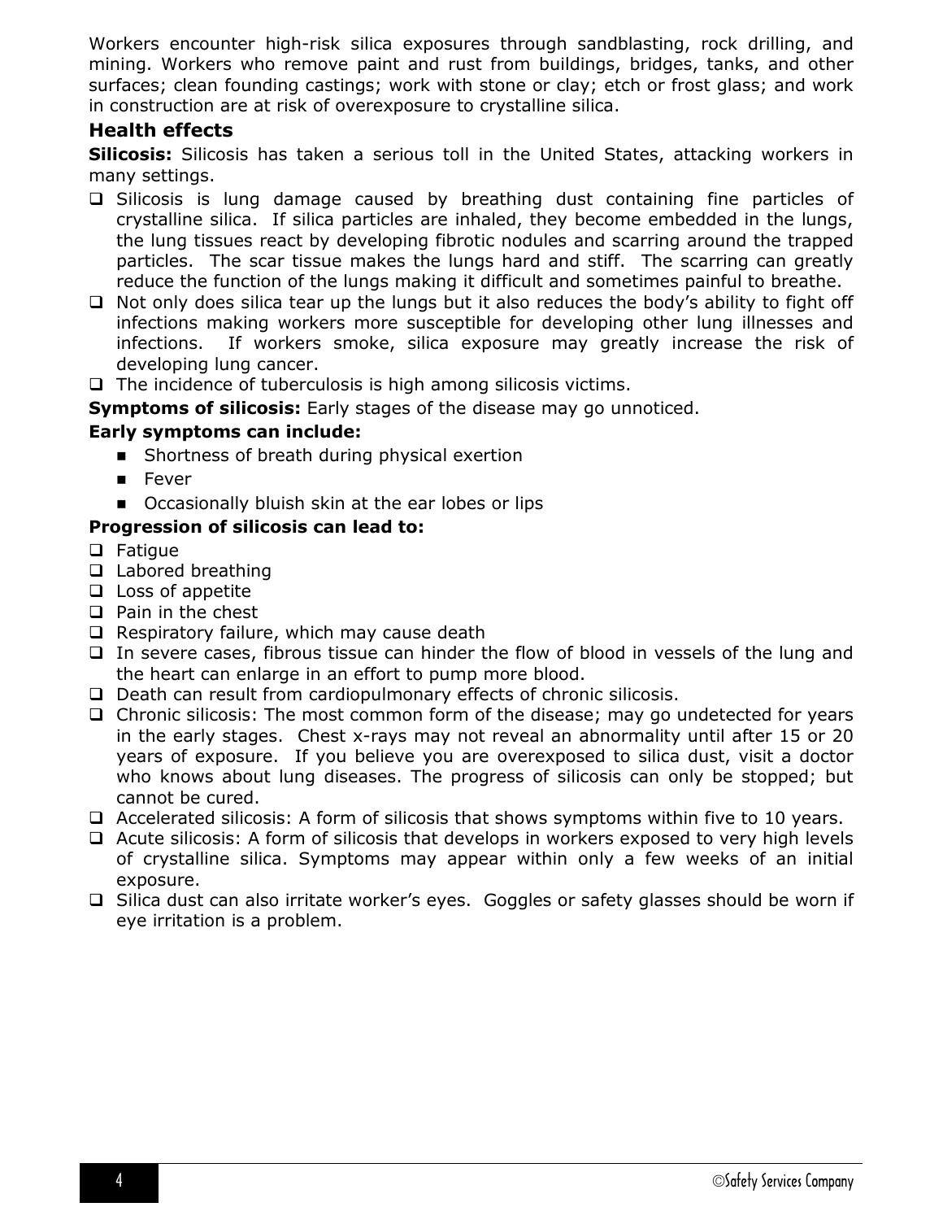Workers encounter high-risk silica exposures through sandblasting, rock drilling, and mining. Workers who remove paint and rust from buildings, bridges, tanks, and other surfaces; clean founding castings; work with stone or clay; etch or frost glass; and work in construction are at risk of overexposure to crystalline silica.

## Health effects

**Silicosis:** Silicosis has taken a serious toll in the United States, attacking workers in many settings.

- Silicosis is lung damage caused by breathing dust containing fine particles of crystalline silica. If silica particles are inhaled, they become embedded in the lungs, the lung tissues react by developing fibrotic nodules and scarring around the trapped particles. The scar tissue makes the lungs hard and stiff. The scarring can greatly reduce the function of the lungs making it difficult and sometimes painful to breathe.
- Not only does silica tear up the lungs but it also reduces the body's ability to fight off infections making workers more susceptible for developing other lung illnesses and infections. If workers smoke, silica exposure may greatly increase the risk of developing lung cancer.
- The incidence of tuberculosis is high among silicosis victims.

**Symptoms of silicosis:** Early stages of the disease may go unnoticed.

**Early symptoms can include:**

- Shortness of breath during physical exertion
- Fever
- Occasionally bluish skin at the ear lobes or lips

**Progression of silicosis can lead to:**

- Fatigue
- Labored breathing
- Loss of appetite
- Pain in the chest
- Respiratory failure, which may cause death
- In severe cases, fibrous tissue can hinder the flow of blood in vessels of the lung and the heart can enlarge in an effort to pump more blood.
- Death can result from cardiopulmonary effects of chronic silicosis.
- Chronic silicosis: The most common form of the disease; may go undetected for years in the early stages. Chest x-rays may not reveal an abnormality until after 15 or 20 years of exposure. If you believe you are overexposed to silica dust, visit a doctor who knows about lung diseases. The progress of silicosis can only be stopped; but cannot be cured.
- Accelerated silicosis: A form of silicosis that shows symptoms within five to 10 years.
- Acute silicosis: A form of silicosis that develops in workers exposed to very high levels of crystalline silica. Symptoms may appear within only a few weeks of an initial exposure.
- Silica dust can also irritate worker's eyes. Goggles or safety glasses should be worn if eye irritation is a problem.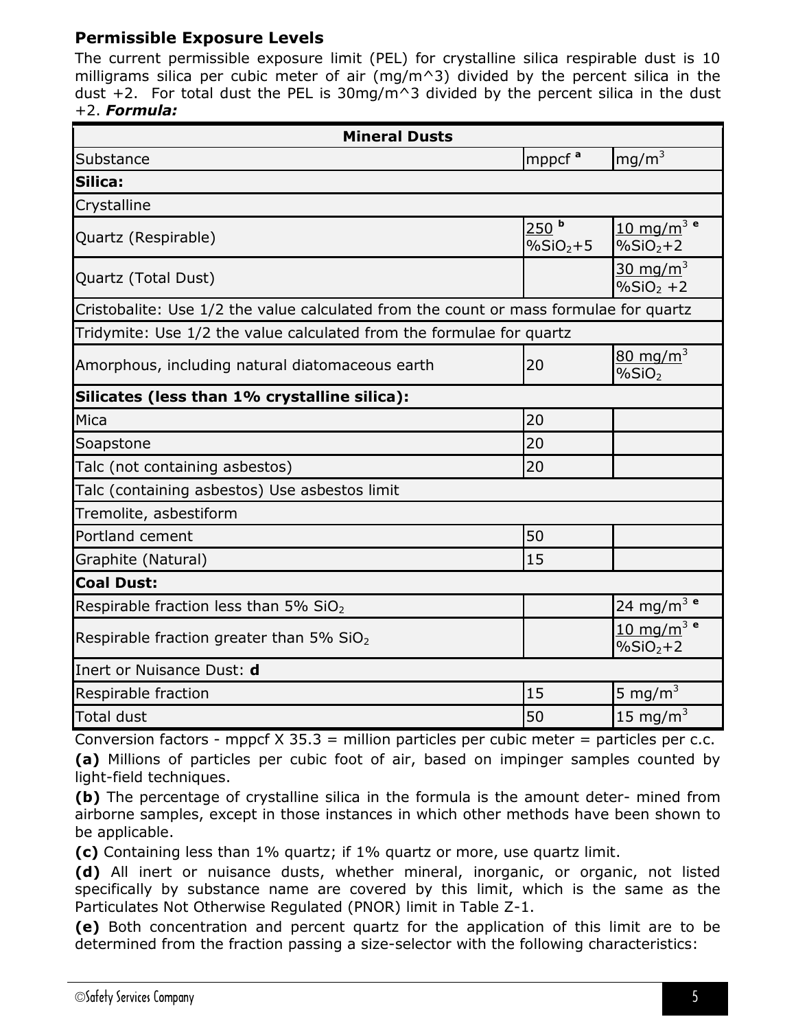### Permissible Exposure Levels

The current permissible exposure limit (PEL) for crystalline silica respirable dust is 10 milligrams silica per cubic meter of air (mg/m^3) divided by the percent silica in the dust +2. For total dust the PEL is 30mg/m^3 divided by the percent silica in the dust +2. ***Formula:***

| Mineral Dusts | | |
|---|---|---|
| Substance | mppcf [a] | $mg/m^3$ |
| **Silica:** | | |
| Crystalline | | |
| Quartz (Respirable) | $\frac{250}{\%SiO_2+5}$ [b] | $\frac{10\ mg/m^3}{\%SiO_2+2}$ [e] |
| Quartz (Total Dust) | | $\frac{30\ mg/m^3}{\%SiO_2+2}$ |
| Cristobalite: Use 1/2 the value calculated from the count or mass formulae for quartz | | |
| Tridymite: Use 1/2 the value calculated from the formulae for quartz | | |
| Amorphous, including natural diatomaceous earth | 20 | $\frac{80\ mg/m^3}{\%SiO_2}$ |
| **Silicates (less than 1% crystalline silica):** | | |
| Mica | 20 | |
| Soapstone | 20 | |
| Talc (not containing asbestos) | 20 | |
| Talc (containing asbestos) Use asbestos limit | | |
| Tremolite, asbestiform | | |
| Portland cement | 50 | |
| Graphite (Natural) | 15 | |
| **Coal Dust:** | | |
| Respirable fraction less than 5% $SiO_2$ | | $24\ mg/m^3$ [e] |
| Respirable fraction greater than 5% $SiO_2$ | | $\frac{10\ mg/m^3}{\%SiO_2+2}$ [e] |
| Inert or Nuisance Dust: **d** | | |
| Respirable fraction | 15 | $5\ mg/m^3$ |
| Total dust | 50 | $15\ mg/m^3$ |

Conversion factors - mppcf X 35.3 = million particles per cubic meter = particles per c.c.

**(a)** Millions of particles per cubic foot of air, based on impinger samples counted by light-field techniques.

**(b)** The percentage of crystalline silica in the formula is the amount deter- mined from airborne samples, except in those instances in which other methods have been shown to be applicable.

**(c)** Containing less than 1% quartz; if 1% quartz or more, use quartz limit.

**(d)** All inert or nuisance dusts, whether mineral, inorganic, or organic, not listed specifically by substance name are covered by this limit, which is the same as the Particulates Not Otherwise Regulated (PNOR) limit in Table Z-1.

**(e)** Both concentration and percent quartz for the application of this limit are to be determined from the fraction passing a size-selector with the following characteristics: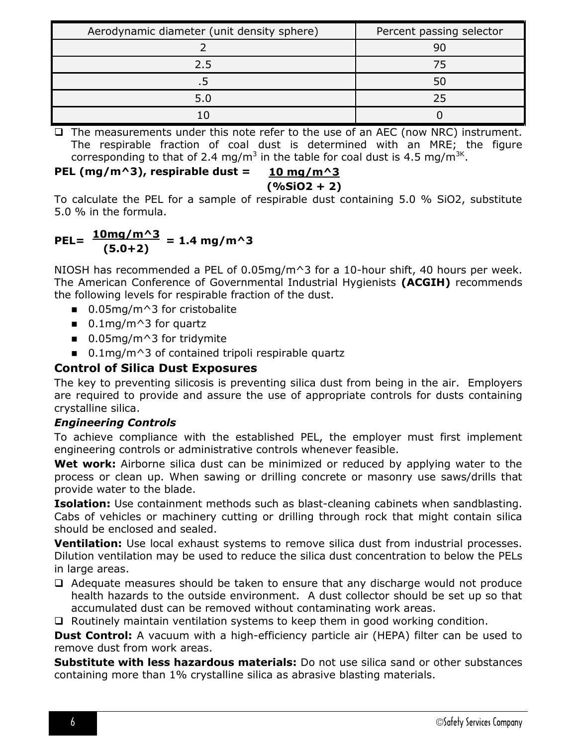| Aerodynamic diameter (unit density sphere) | Percent passing selector |
|---|---|
| 2 | 90 |
| 2.5 | 75 |
| .5 | 50 |
| 5.0 | 25 |
| 10 | 0 |

- The measurements under this note refer to the use of an AEC (now NRC) instrument. The respirable fraction of coal dust is determined with an MRE; the figure corresponding to that of 2.4 mg/m$^3$ in the table for coal dust is 4.5 mg/m$^{3K}$.

**PEL (mg/m^3), respirable dust =** $\frac{\textbf{10 mg/m\^{}3}}{\textbf{(\%SiO2 + 2)}}$

To calculate the PEL for a sample of respirable dust containing 5.0 % SiO2, substitute 5.0 % in the formula.

$$\textbf{PEL} = \frac{\textbf{10mg/m\^{}3}}{\textbf{(5.0+2)}} = \textbf{1.4 mg/m\^{}3}$$

NIOSH has recommended a PEL of 0.05mg/m^3 for a 10-hour shift, 40 hours per week. The American Conference of Governmental Industrial Hygienists **(ACGIH)** recommends the following levels for respirable fraction of the dust.

- 0.05mg/m^3 for cristobalite
- 0.1mg/m^3 for quartz
- 0.05mg/m^3 for tridymite
- 0.1mg/m^3 of contained tripoli respirable quartz

### Control of Silica Dust Exposures

The key to preventing silicosis is preventing silica dust from being in the air. Employers are required to provide and assure the use of appropriate controls for dusts containing crystalline silica.

#### *Engineering Controls*

To achieve compliance with the established PEL, the employer must first implement engineering controls or administrative controls whenever feasible.

**Wet work:** Airborne silica dust can be minimized or reduced by applying water to the process or clean up. When sawing or drilling concrete or masonry use saws/drills that provide water to the blade.

**Isolation:** Use containment methods such as blast-cleaning cabinets when sandblasting. Cabs of vehicles or machinery cutting or drilling through rock that might contain silica should be enclosed and sealed.

**Ventilation:** Use local exhaust systems to remove silica dust from industrial processes. Dilution ventilation may be used to reduce the silica dust concentration to below the PELs in large areas.

- Adequate measures should be taken to ensure that any discharge would not produce health hazards to the outside environment. A dust collector should be set up so that accumulated dust can be removed without contaminating work areas.
- Routinely maintain ventilation systems to keep them in good working condition.

**Dust Control:** A vacuum with a high-efficiency particle air (HEPA) filter can be used to remove dust from work areas.

**Substitute with less hazardous materials:** Do not use silica sand or other substances containing more than 1% crystalline silica as abrasive blasting materials.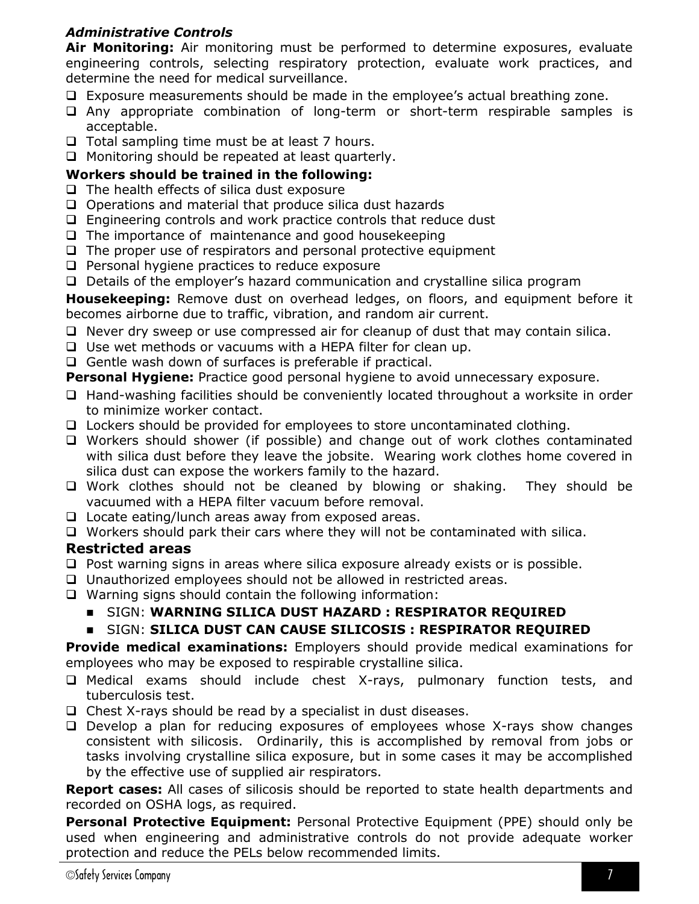***Administrative Controls***

**Air Monitoring:** Air monitoring must be performed to determine exposures, evaluate engineering controls, selecting respiratory protection, evaluate work practices, and determine the need for medical surveillance.

- Exposure measurements should be made in the employee's actual breathing zone.
- Any appropriate combination of long-term or short-term respirable samples is acceptable.
- Total sampling time must be at least 7 hours.
- Monitoring should be repeated at least quarterly.

**Workers should be trained in the following:**

- The health effects of silica dust exposure
- Operations and material that produce silica dust hazards
- Engineering controls and work practice controls that reduce dust
- The importance of maintenance and good housekeeping
- The proper use of respirators and personal protective equipment
- Personal hygiene practices to reduce exposure
- Details of the employer's hazard communication and crystalline silica program

**Housekeeping:** Remove dust on overhead ledges, on floors, and equipment before it becomes airborne due to traffic, vibration, and random air current.

- Never dry sweep or use compressed air for cleanup of dust that may contain silica.
- Use wet methods or vacuums with a HEPA filter for clean up.
- Gentle wash down of surfaces is preferable if practical.

**Personal Hygiene:** Practice good personal hygiene to avoid unnecessary exposure.

- Hand-washing facilities should be conveniently located throughout a worksite in order to minimize worker contact.
- Lockers should be provided for employees to store uncontaminated clothing.
- Workers should shower (if possible) and change out of work clothes contaminated with silica dust before they leave the jobsite. Wearing work clothes home covered in silica dust can expose the workers family to the hazard.
- Work clothes should not be cleaned by blowing or shaking. They should be vacuumed with a HEPA filter vacuum before removal.
- Locate eating/lunch areas away from exposed areas.
- Workers should park their cars where they will not be contaminated with silica.

## Restricted areas

- Post warning signs in areas where silica exposure already exists or is possible.
- Unauthorized employees should not be allowed in restricted areas.
- Warning signs should contain the following information:
  - SIGN: **WARNING SILICA DUST HAZARD : RESPIRATOR REQUIRED**
  - SIGN: **SILICA DUST CAN CAUSE SILICOSIS : RESPIRATOR REQUIRED**

**Provide medical examinations:** Employers should provide medical examinations for employees who may be exposed to respirable crystalline silica.

- Medical exams should include chest X-rays, pulmonary function tests, and tuberculosis test.
- Chest X-rays should be read by a specialist in dust diseases.
- Develop a plan for reducing exposures of employees whose X-rays show changes consistent with silicosis. Ordinarily, this is accomplished by removal from jobs or tasks involving crystalline silica exposure, but in some cases it may be accomplished by the effective use of supplied air respirators.

**Report cases:** All cases of silicosis should be reported to state health departments and recorded on OSHA logs, as required.

**Personal Protective Equipment:** Personal Protective Equipment (PPE) should only be used when engineering and administrative controls do not provide adequate worker protection and reduce the PELs below recommended limits.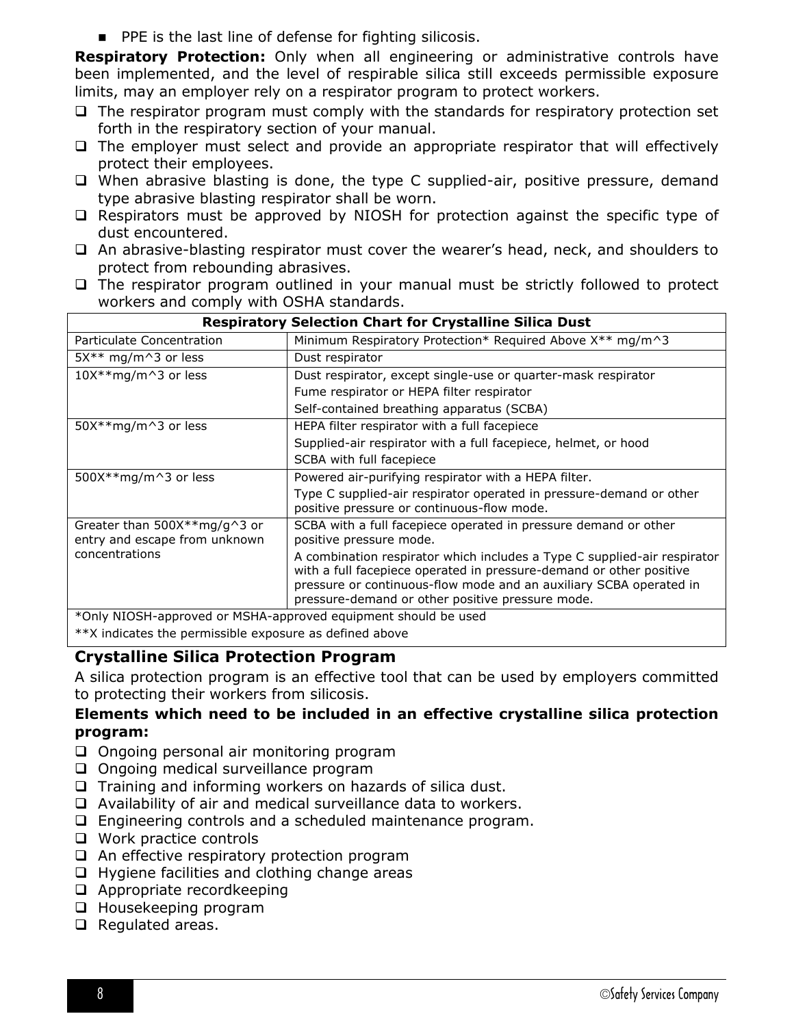- PPE is the last line of defense for fighting silicosis.

**Respiratory Protection:** Only when all engineering or administrative controls have been implemented, and the level of respirable silica still exceeds permissible exposure limits, may an employer rely on a respirator program to protect workers.

- The respirator program must comply with the standards for respiratory protection set forth in the respiratory section of your manual.
- The employer must select and provide an appropriate respirator that will effectively protect their employees.
- When abrasive blasting is done, the type C supplied-air, positive pressure, demand type abrasive blasting respirator shall be worn.
- Respirators must be approved by NIOSH for protection against the specific type of dust encountered.
- An abrasive-blasting respirator must cover the wearer's head, neck, and shoulders to protect from rebounding abrasives.
- The respirator program outlined in your manual must be strictly followed to protect workers and comply with OSHA standards.

| Respiratory Selection Chart for Crystalline Silica Dust | |
|---|---|
| Particulate Concentration | Minimum Respiratory Protection* Required Above X** mg/m^3 |
| 5X** mg/m^3 or less | Dust respirator |
| 10X**mg/m^3 or less | Dust respirator, except single-use or quarter-mask respirator<br>Fume respirator or HEPA filter respirator<br>Self-contained breathing apparatus (SCBA) |
| 50X**mg/m^3 or less | HEPA filter respirator with a full facepiece<br>Supplied-air respirator with a full facepiece, helmet, or hood<br>SCBA with full facepiece |
| 500X**mg/m^3 or less | Powered air-purifying respirator with a HEPA filter.<br>Type C supplied-air respirator operated in pressure-demand or other positive pressure or continuous-flow mode. |
| Greater than 500X**mg/g^3 or entry and escape from unknown concentrations | SCBA with a full facepiece operated in pressure demand or other positive pressure mode.<br>A combination respirator which includes a Type C supplied-air respirator with a full facepiece operated in pressure-demand or other positive pressure or continuous-flow mode and an auxiliary SCBA operated in pressure-demand or other positive pressure mode. |
| *Only NIOSH-approved or MSHA-approved equipment should be used<br>**X indicates the permissible exposure as defined above | |

## Crystalline Silica Protection Program

A silica protection program is an effective tool that can be used by employers committed to protecting their workers from silicosis.

**Elements which need to be included in an effective crystalline silica protection program:**

- Ongoing personal air monitoring program
- Ongoing medical surveillance program
- Training and informing workers on hazards of silica dust.
- Availability of air and medical surveillance data to workers.
- Engineering controls and a scheduled maintenance program.
- Work practice controls
- An effective respiratory protection program
- Hygiene facilities and clothing change areas
- Appropriate recordkeeping
- Housekeeping program
- Regulated areas.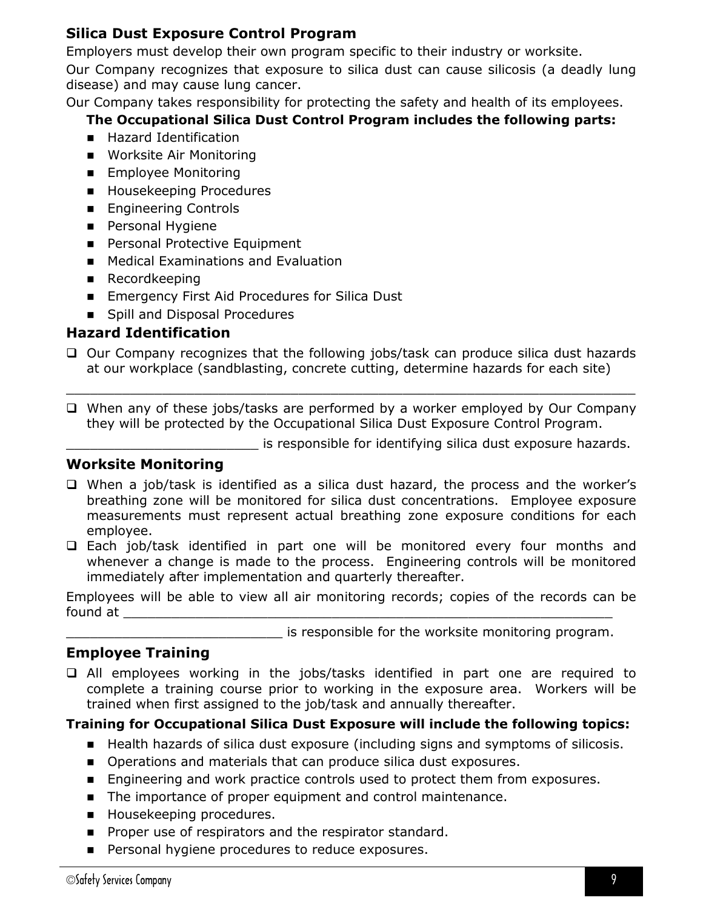## Silica Dust Exposure Control Program

Employers must develop their own program specific to their industry or worksite.

Our Company recognizes that exposure to silica dust can cause silicosis (a deadly lung disease) and may cause lung cancer.

Our Company takes responsibility for protecting the safety and health of its employees.

**The Occupational Silica Dust Control Program includes the following parts:**

- Hazard Identification
- Worksite Air Monitoring
- Employee Monitoring
- Housekeeping Procedures
- Engineering Controls
- Personal Hygiene
- Personal Protective Equipment
- Medical Examinations and Evaluation
- Recordkeeping
- Emergency First Aid Procedures for Silica Dust
- Spill and Disposal Procedures

## Hazard Identification

- ❑ Our Company recognizes that the following jobs/task can produce silica dust hazards at our workplace (sandblasting, concrete cutting, determine hazards for each site)

_______________________________________________________________________

- ❑ When any of these jobs/tasks are performed by a worker employed by Our Company they will be protected by the Occupational Silica Dust Exposure Control Program.

________________________ is responsible for identifying silica dust exposure hazards.

## Worksite Monitoring

- ❑ When a job/task is identified as a silica dust hazard, the process and the worker's breathing zone will be monitored for silica dust concentrations. Employee exposure measurements must represent actual breathing zone exposure conditions for each employee.
- ❑ Each job/task identified in part one will be monitored every four months and whenever a change is made to the process. Engineering controls will be monitored immediately after implementation and quarterly thereafter.

Employees will be able to view all air monitoring records; copies of the records can be found at ___________________________________________________________

___________________________ is responsible for the worksite monitoring program.

## Employee Training

- ❑ All employees working in the jobs/tasks identified in part one are required to complete a training course prior to working in the exposure area. Workers will be trained when first assigned to the job/task and annually thereafter.

**Training for Occupational Silica Dust Exposure will include the following topics:**

- Health hazards of silica dust exposure (including signs and symptoms of silicosis.
- Operations and materials that can produce silica dust exposures.
- Engineering and work practice controls used to protect them from exposures.
- The importance of proper equipment and control maintenance.
- Housekeeping procedures.
- Proper use of respirators and the respirator standard.
- Personal hygiene procedures to reduce exposures.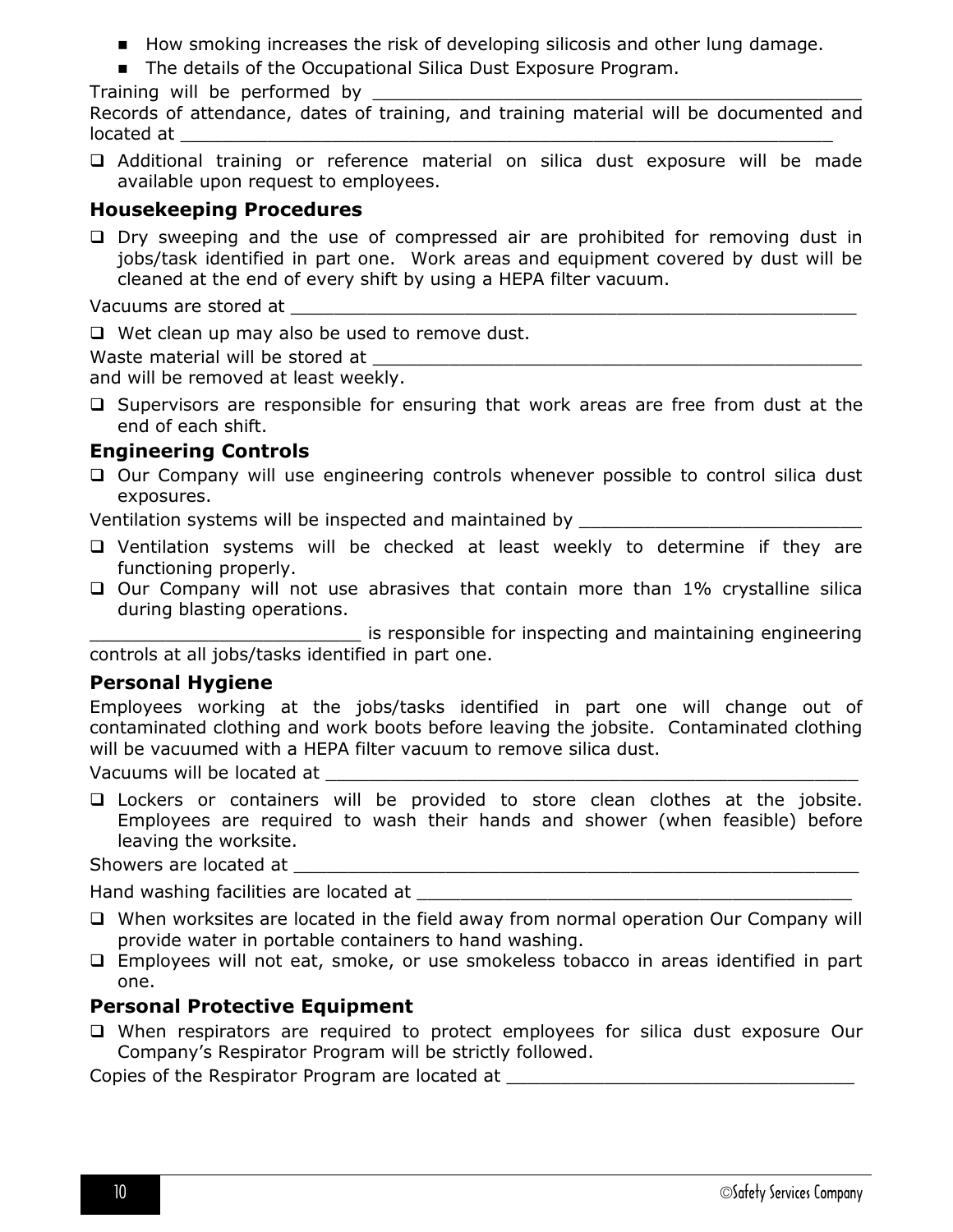- How smoking increases the risk of developing silicosis and other lung damage.
- The details of the Occupational Silica Dust Exposure Program.

Training will be performed by ____________________________________________
Records of attendance, dates of training, and training material will be documented and located at ____________________________________________________________

- ☐ Additional training or reference material on silica dust exposure will be made available upon request to employees.

### Housekeeping Procedures

- ☐ Dry sweeping and the use of compressed air are prohibited for removing dust in jobs/task identified in part one. Work areas and equipment covered by dust will be cleaned at the end of every shift by using a HEPA filter vacuum.

Vacuums are stored at _____________________________________________________

- ☐ Wet clean up may also be used to remove dust.

Waste material will be stored at _____________________________________________
and will be removed at least weekly.

- ☐ Supervisors are responsible for ensuring that work areas are free from dust at the end of each shift.

### Engineering Controls

- ☐ Our Company will use engineering controls whenever possible to control silica dust exposures.

Ventilation systems will be inspected and maintained by _________________________

- ☐ Ventilation systems will be checked at least weekly to determine if they are functioning properly.
- ☐ Our Company will not use abrasives that contain more than 1% crystalline silica during blasting operations.

_________________________ is responsible for inspecting and maintaining engineering controls at all jobs/tasks identified in part one.

### Personal Hygiene

Employees working at the jobs/tasks identified in part one will change out of contaminated clothing and work boots before leaving the jobsite. Contaminated clothing will be vacuumed with a HEPA filter vacuum to remove silica dust.

Vacuums will be located at _________________________________________________

- ☐ Lockers or containers will be provided to store clean clothes at the jobsite. Employees are required to wash their hands and shower (when feasible) before leaving the worksite.

Showers are located at ____________________________________________________

Hand washing facilities are located at ________________________________________

- ☐ When worksites are located in the field away from normal operation Our Company will provide water in portable containers to hand washing.
- ☐ Employees will not eat, smoke, or use smokeless tobacco in areas identified in part one.

### Personal Protective Equipment

- ☐ When respirators are required to protect employees for silica dust exposure Our Company's Respirator Program will be strictly followed.

Copies of the Respirator Program are located at ________________________________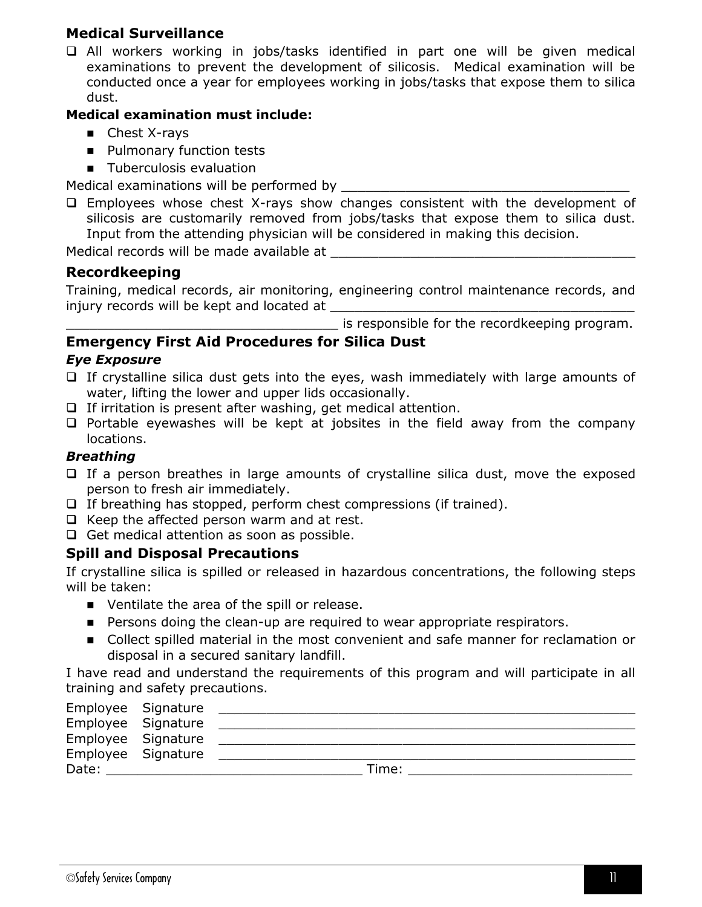## Medical Surveillance

- ❑ All workers working in jobs/tasks identified in part one will be given medical examinations to prevent the development of silicosis. Medical examination will be conducted once a year for employees working in jobs/tasks that expose them to silica dust.

**Medical examination must include:**

- Chest X-rays
- Pulmonary function tests
- Tuberculosis evaluation

Medical examinations will be performed by ___________________________________

- ❑ Employees whose chest X-rays show changes consistent with the development of silicosis are customarily removed from jobs/tasks that expose them to silica dust. Input from the attending physician will be considered in making this decision.

Medical records will be made available at _____________________________________

## Recordkeeping

Training, medical records, air monitoring, engineering control maintenance records, and injury records will be kept and located at _____________________________________

_________________________________ is responsible for the recordkeeping program.

## Emergency First Aid Procedures for Silica Dust

### *Eye Exposure*

- ❑ If crystalline silica dust gets into the eyes, wash immediately with large amounts of water, lifting the lower and upper lids occasionally.
- ❑ If irritation is present after washing, get medical attention.
- ❑ Portable eyewashes will be kept at jobsites in the field away from the company locations.

### *Breathing*

- ❑ If a person breathes in large amounts of crystalline silica dust, move the exposed person to fresh air immediately.
- ❑ If breathing has stopped, perform chest compressions (if trained).
- ❑ Keep the affected person warm and at rest.
- ❑ Get medical attention as soon as possible.

## Spill and Disposal Precautions

If crystalline silica is spilled or released in hazardous concentrations, the following steps will be taken:

- Ventilate the area of the spill or release.
- Persons doing the clean-up are required to wear appropriate respirators.
- Collect spilled material in the most convenient and safe manner for reclamation or disposal in a secured sanitary landfill.

I have read and understand the requirements of this program and will participate in all training and safety precautions.

Employee Signature ____________________________________________________

Employee Signature ____________________________________________________

Employee Signature ____________________________________________________

Employee Signature ____________________________________________________

Date: _______________________________ Time: ___________________________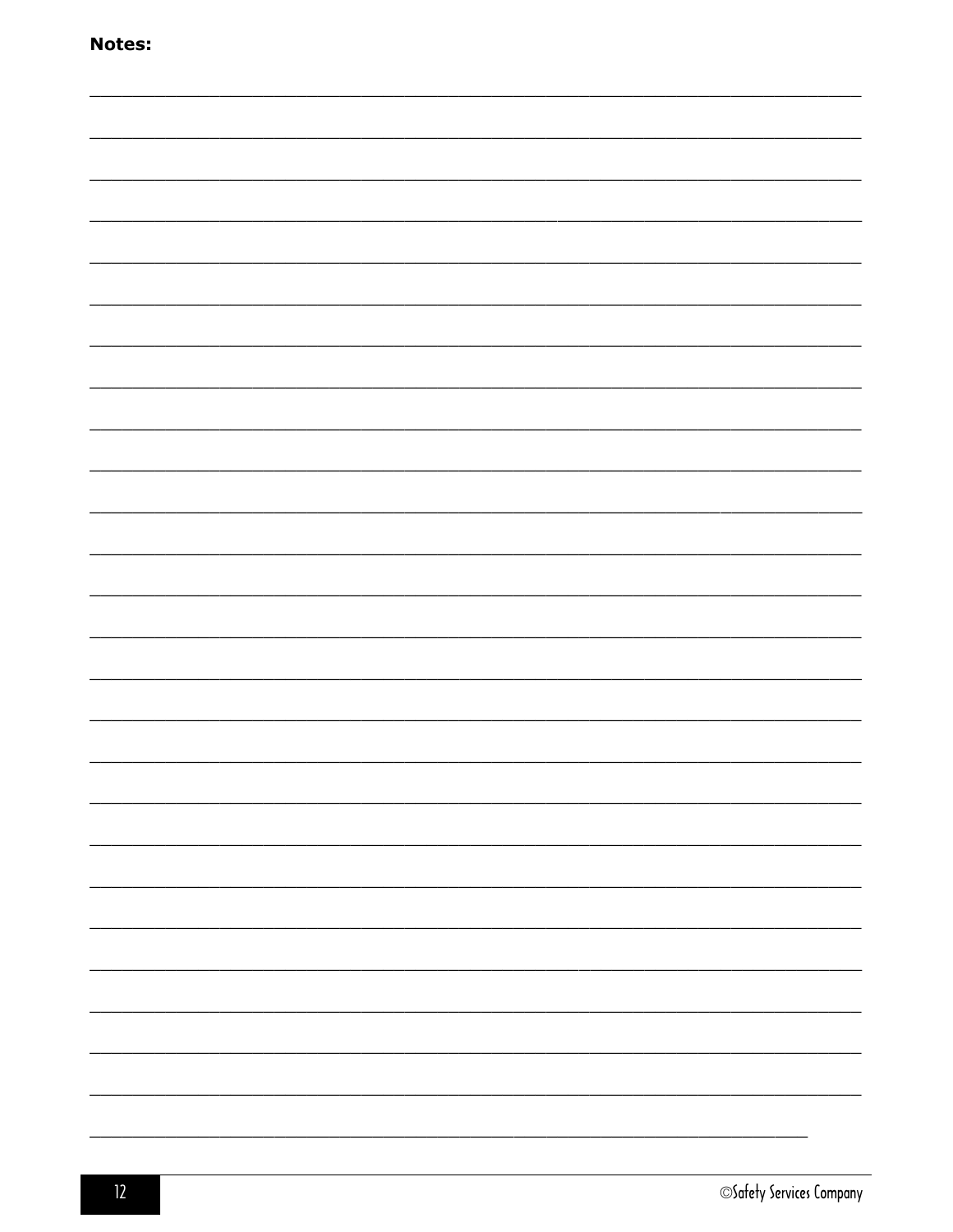**Notes:**